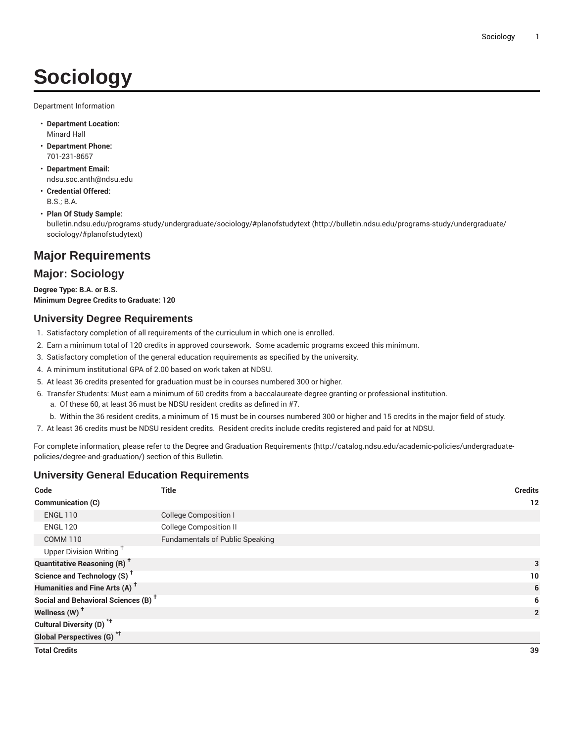# Sociology

Department Information

- **Department Location:**
  Minard Hall
- **Department Phone:**
  701-231-8657
- **Department Email:**
  ndsu.soc.anth@ndsu.edu
- **Credential Offered:**
  B.S.; B.A.
- **Plan Of Study Sample:**
  bulletin.ndsu.edu/programs-study/undergraduate/sociology/#planofstudytext (http://bulletin.ndsu.edu/programs-study/undergraduate/sociology/#planofstudytext)

## Major Requirements

## Major: Sociology

**Degree Type: B.A. or B.S.**
**Minimum Degree Credits to Graduate: 120**

### University Degree Requirements

1. Satisfactory completion of all requirements of the curriculum in which one is enrolled.
2. Earn a minimum total of 120 credits in approved coursework. Some academic programs exceed this minimum.
3. Satisfactory completion of the general education requirements as specified by the university.
4. A minimum institutional GPA of 2.00 based on work taken at NDSU.
5. At least 36 credits presented for graduation must be in courses numbered 300 or higher.
6. Transfer Students: Must earn a minimum of 60 credits from a baccalaureate-degree granting or professional institution.
   a. Of these 60, at least 36 must be NDSU resident credits as defined in #7.
   b. Within the 36 resident credits, a minimum of 15 must be in courses numbered 300 or higher and 15 credits in the major field of study.
7. At least 36 credits must be NDSU resident credits. Resident credits include credits registered and paid for at NDSU.

For complete information, please refer to the Degree and Graduation Requirements (http://catalog.ndsu.edu/academic-policies/undergraduate-policies/degree-and-graduation/) section of this Bulletin.

### University General Education Requirements

| Code | Title | Credits |
|---|---|---|
| **Communication (C)** | | **12** |
| ENGL 110 | College Composition I | |
| ENGL 120 | College Composition II | |
| COMM 110 | Fundamentals of Public Speaking | |
| Upper Division Writing † | | |
| **Quantitative Reasoning (R) †** | | **3** |
| **Science and Technology (S) †** | | **10** |
| **Humanities and Fine Arts (A) †** | | **6** |
| **Social and Behavioral Sciences (B) †** | | **6** |
| **Wellness (W) †** | | **2** |
| **Cultural Diversity (D) *†** | | |
| **Global Perspectives (G) *†** | | |
| **Total Credits** | | **39** |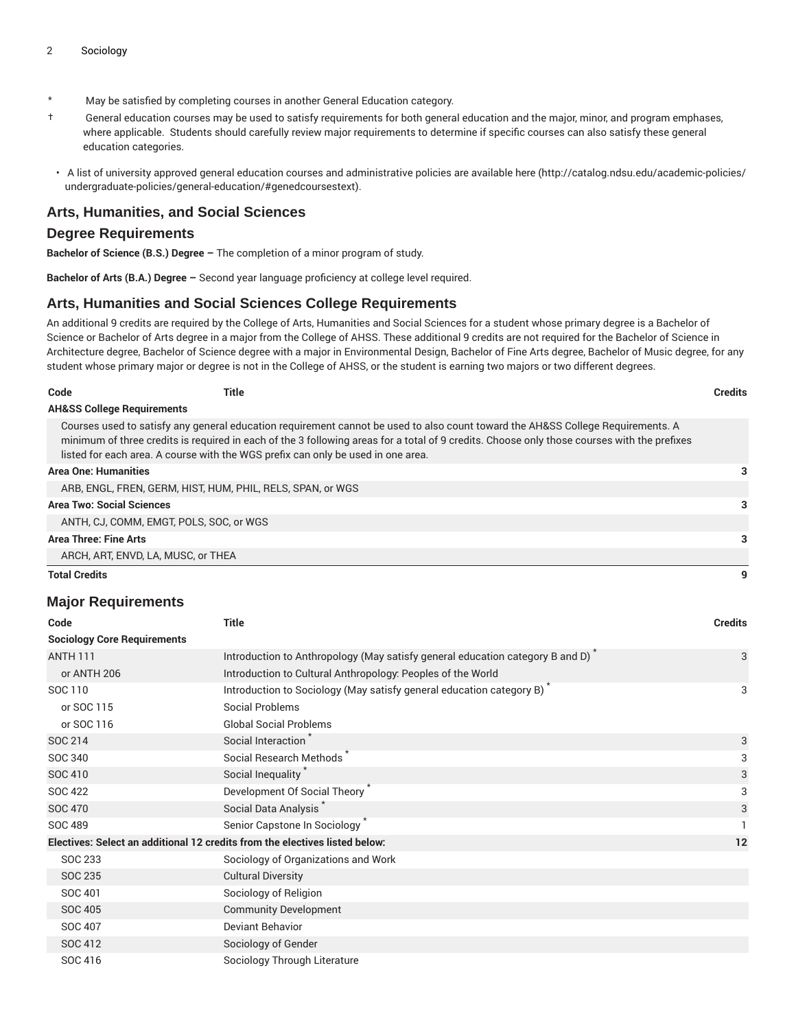\* May be satisfied by completing courses in another General Education category.

† General education courses may be used to satisfy requirements for both general education and the major, minor, and program emphases, where applicable. Students should carefully review major requirements to determine if specific courses can also satisfy these general education categories.

- A list of university approved general education courses and administrative policies are available here (http://catalog.ndsu.edu/academic-policies/undergraduate-policies/general-education/#genedcoursestext).

## Arts, Humanities, and Social Sciences

## Degree Requirements

**Bachelor of Science (B.S.) Degree –** The completion of a minor program of study.

**Bachelor of Arts (B.A.) Degree –** Second year language proficiency at college level required.

## Arts, Humanities and Social Sciences College Requirements

An additional 9 credits are required by the College of Arts, Humanities and Social Sciences for a student whose primary degree is a Bachelor of Science or Bachelor of Arts degree in a major from the College of AHSS. These additional 9 credits are not required for the Bachelor of Science in Architecture degree, Bachelor of Science degree with a major in Environmental Design, Bachelor of Fine Arts degree, Bachelor of Music degree, for any student whose primary major or degree is not in the College of AHSS, or the student is earning two majors or two different degrees.

| Code | Title | Credits |
|---|---|---|
| **AH&SS College Requirements** | | |
| Courses used to satisfy any general education requirement cannot be used to also count toward the AH&SS College Requirements. A minimum of three credits is required in each of the 3 following areas for a total of 9 credits. Choose only those courses with the prefixes listed for each area. A course with the WGS prefix can only be used in one area. | | |
| **Area One: Humanities** | | 3 |
| ARB, ENGL, FREN, GERM, HIST, HUM, PHIL, RELS, SPAN, or WGS | | |
| **Area Two: Social Sciences** | | 3 |
| ANTH, CJ, COMM, EMGT, POLS, SOC, or WGS | | |
| **Area Three: Fine Arts** | | 3 |
| ARCH, ART, ENVD, LA, MUSC, or THEA | | |
| **Total Credits** | | 9 |

## Major Requirements

| Code | Title | Credits |
|---|---|---|
| **Sociology Core Requirements** | | |
| ANTH 111 | Introduction to Anthropology (May satisfy general education category B and D) * | 3 |
| or ANTH 206 | Introduction to Cultural Anthropology: Peoples of the World | |
| SOC 110 | Introduction to Sociology (May satisfy general education category B) * | 3 |
| or SOC 115 | Social Problems | |
| or SOC 116 | Global Social Problems | |
| SOC 214 | Social Interaction * | 3 |
| SOC 340 | Social Research Methods * | 3 |
| SOC 410 | Social Inequality * | 3 |
| SOC 422 | Development Of Social Theory * | 3 |
| SOC 470 | Social Data Analysis * | 3 |
| SOC 489 | Senior Capstone In Sociology * | 1 |
| **Electives: Select an additional 12 credits from the electives listed below:** | | 12 |
| SOC 233 | Sociology of Organizations and Work | |
| SOC 235 | Cultural Diversity | |
| SOC 401 | Sociology of Religion | |
| SOC 405 | Community Development | |
| SOC 407 | Deviant Behavior | |
| SOC 412 | Sociology of Gender | |
| SOC 416 | Sociology Through Literature | |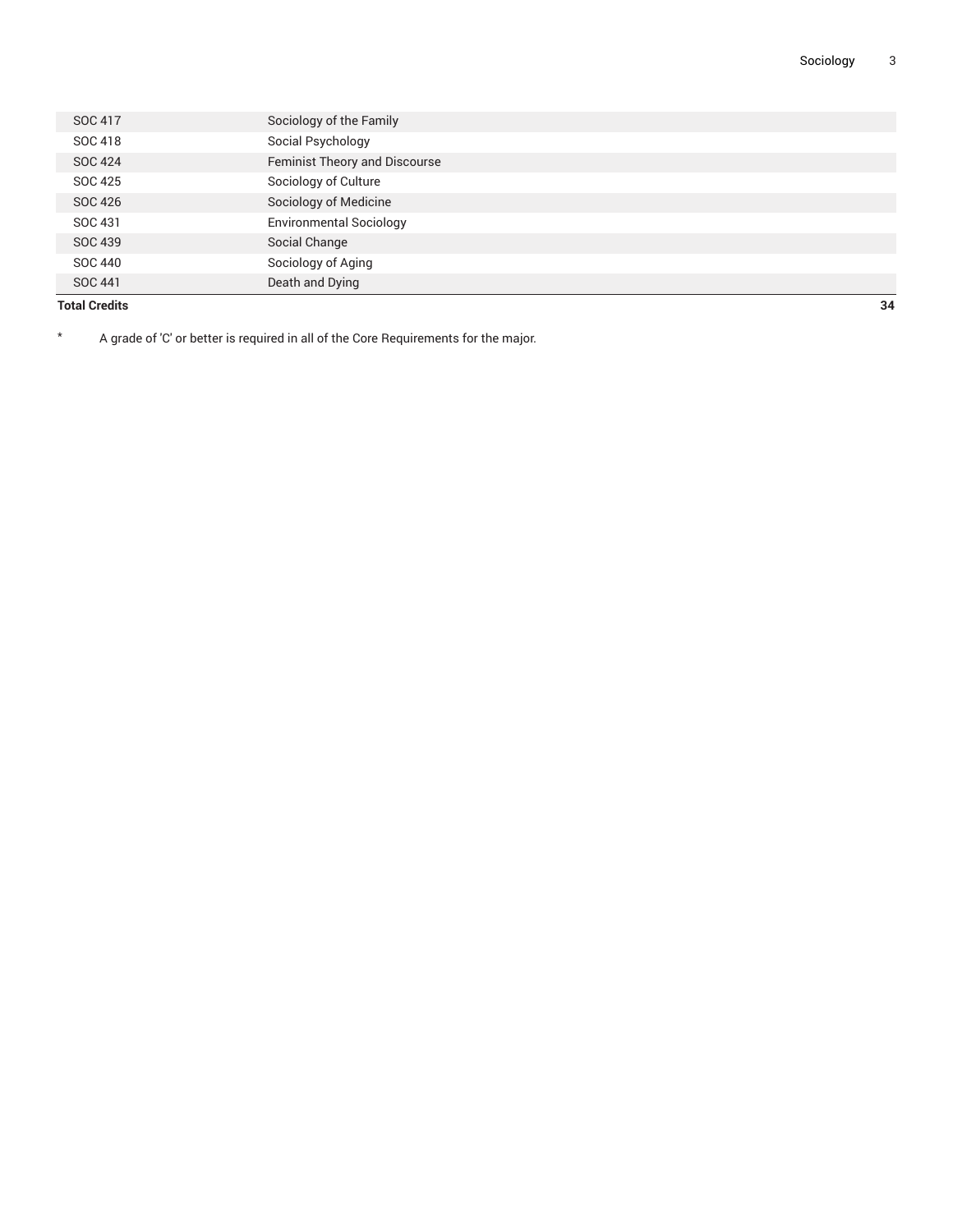| | | |
|---|---|---|
| SOC 417 | Sociology of the Family | |
| SOC 418 | Social Psychology | |
| SOC 424 | Feminist Theory and Discourse | |
| SOC 425 | Sociology of Culture | |
| SOC 426 | Sociology of Medicine | |
| SOC 431 | Environmental Sociology | |
| SOC 439 | Social Change | |
| SOC 440 | Sociology of Aging | |
| SOC 441 | Death and Dying | |
| **Total Credits** | | **34** |

* A grade of 'C' or better is required in all of the Core Requirements for the major.